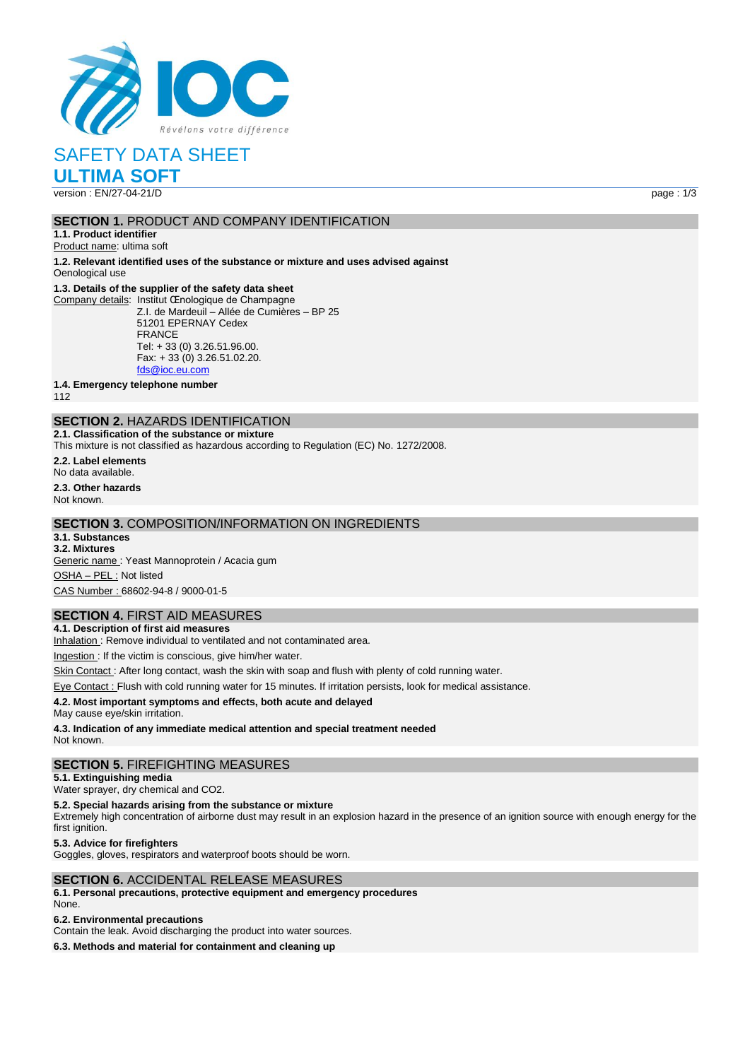IOC

Révélons votre différence

# SAFETY DATA SHEET

# ULTIMA SOFT

version : EN/27-04-21/D

## SECTION 1. PRODUCT AND COMPANY IDENTIFICATION

**1.1. Product identifier**

Product name: ultima soft

**1.2. Relevant identified uses of the substance or mixture and uses advised against**

Oenological use

**1.3. Details of the supplier of the safety data sheet**

Company details: Institut Œnologique de Champagne
Z.I. de Mardeuil – Allée de Cumières – BP 25
51201 EPERNAY Cedex
FRANCE
Tel: + 33 (0) 3.26.51.96.00.
Fax: + 33 (0) 3.26.51.02.20.
fds@ioc.eu.com

**1.4. Emergency telephone number**

112

## SECTION 2. HAZARDS IDENTIFICATION

**2.1. Classification of the substance or mixture**

This mixture is not classified as hazardous according to Regulation (EC) No. 1272/2008.

**2.2. Label elements**

No data available.

**2.3. Other hazards**

Not known.

## SECTION 3. COMPOSITION/INFORMATION ON INGREDIENTS

**3.1. Substances**

**3.2. Mixtures**

Generic name : Yeast Mannoprotein / Acacia gum

OSHA – PEL : Not listed

CAS Number : 68602-94-8 / 9000-01-5

## SECTION 4. FIRST AID MEASURES

**4.1. Description of first aid measures**

Inhalation : Remove individual to ventilated and not contaminated area.

Ingestion : If the victim is conscious, give him/her water.

Skin Contact : After long contact, wash the skin with soap and flush with plenty of cold running water.

Eye Contact : Flush with cold running water for 15 minutes. If irritation persists, look for medical assistance.

**4.2. Most important symptoms and effects, both acute and delayed**

May cause eye/skin irritation.

**4.3. Indication of any immediate medical attention and special treatment needed**

Not known.

## SECTION 5. FIREFIGHTING MEASURES

**5.1. Extinguishing media**

Water sprayer, dry chemical and $CO_2$.

**5.2. Special hazards arising from the substance or mixture**

Extremely high concentration of airborne dust may result in an explosion hazard in the presence of an ignition source with enough energy for the first ignition.

**5.3. Advice for firefighters**

Goggles, gloves, respirators and waterproof boots should be worn.

## SECTION 6. ACCIDENTAL RELEASE MEASURES

**6.1. Personal precautions, protective equipment and emergency procedures**

None.

**6.2. Environmental precautions**

Contain the leak. Avoid discharging the product into water sources.

**6.3. Methods and material for containment and cleaning up**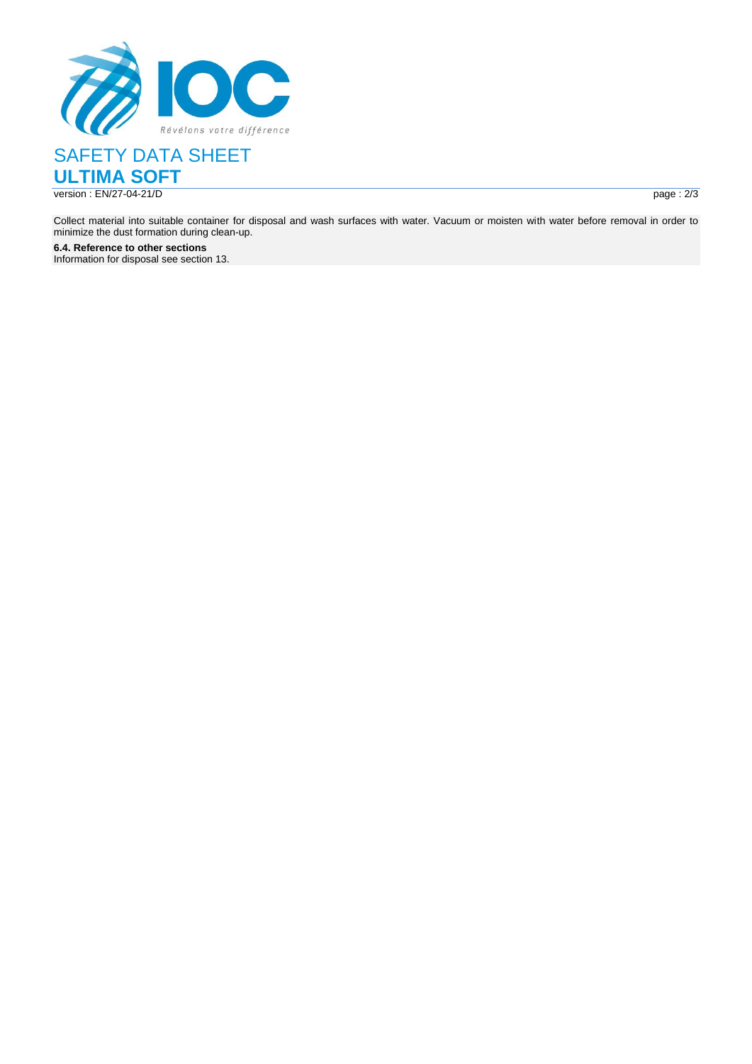Collect material into suitable container for disposal and wash surfaces with water. Vacuum or moisten with water before removal in order to minimize the dust formation during clean-up.

**6.4. Reference to other sections**

Information for disposal see section 13.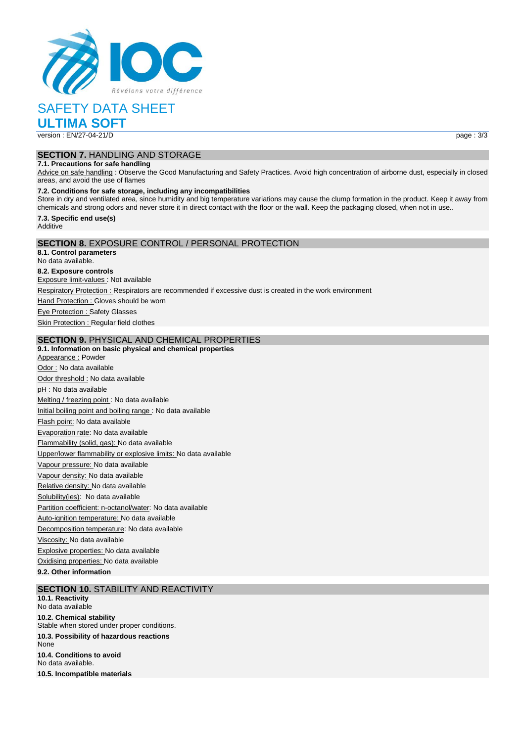## SECTION 7. HANDLING AND STORAGE

**7.1. Precautions for safe handling**

Advice on safe handling : Observe the Good Manufacturing and Safety Practices. Avoid high concentration of airborne dust, especially in closed areas, and avoid the use of flames

**7.2. Conditions for safe storage, including any incompatibilities**

Store in dry and ventilated area, since humidity and big temperature variations may cause the clump formation in the product. Keep it away from chemicals and strong odors and never store it in direct contact with the floor or the wall. Keep the packaging closed, when not in use..

**7.3. Specific end use(s)**

Additive

## SECTION 8. EXPOSURE CONTROL / PERSONAL PROTECTION

**8.1. Control parameters**

No data available.

**8.2. Exposure controls**

Exposure limit-values : Not available

Respiratory Protection : Respirators are recommended if excessive dust is created in the work environment

Hand Protection : Gloves should be worn

Eye Protection : Safety Glasses

Skin Protection : Regular field clothes

## SECTION 9. PHYSICAL AND CHEMICAL PROPERTIES

**9.1. Information on basic physical and chemical properties**

Appearance : Powder

Odor : No data available

Odor threshold : No data available

pH : No data available

Melting / freezing point : No data available

Initial boiling point and boiling range : No data available

Flash point: No data available

Evaporation rate: No data available

Flammability (solid, gas): No data available

Upper/lower flammability or explosive limits: No data available

Vapour pressure: No data available

Vapour density: No data available

Relative density: No data available

Solubility(ies): No data available

Partition coefficient: n-octanol/water: No data available

Auto-ignition temperature: No data available

Decomposition temperature: No data available

Viscosity: No data available

Explosive properties: No data available

Oxidising properties: No data available

**9.2. Other information**

## SECTION 10. STABILITY AND REACTIVITY

**10.1. Reactivity**

No data available

**10.2. Chemical stability**

Stable when stored under proper conditions.

**10.3. Possibility of hazardous reactions**

None

**10.4. Conditions to avoid**

No data available.

**10.5. Incompatible materials**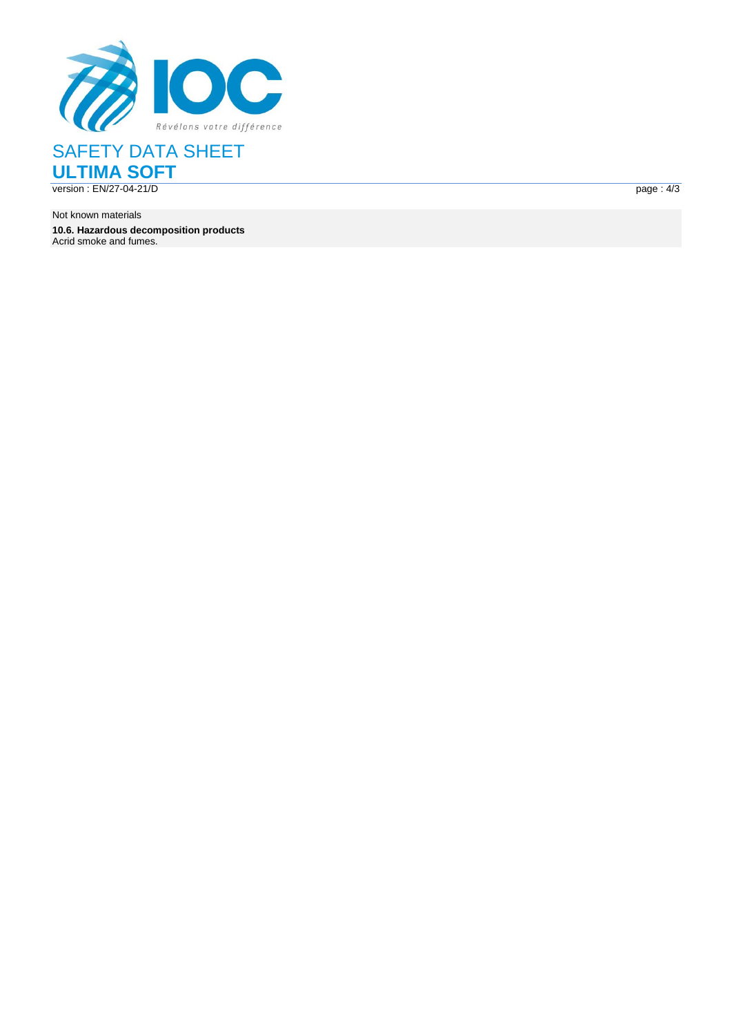Not known materials

**10.6. Hazardous decomposition products**

Acrid smoke and fumes.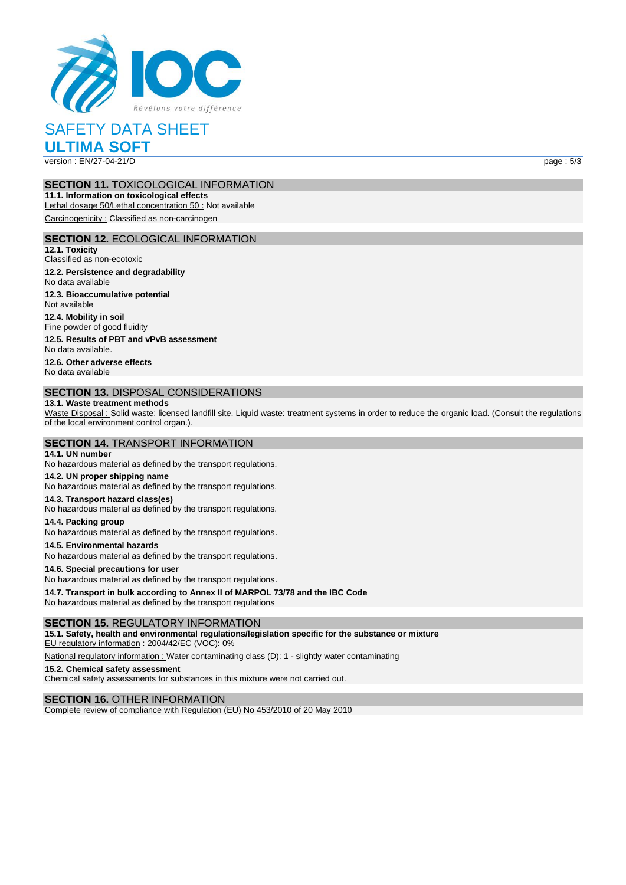# SAFETY DATA SHEET

## ULTIMA SOFT

version : EN/27-04-21/D

### SECTION 11. TOXICOLOGICAL INFORMATION

**11.1. Information on toxicological effects**

Lethal dosage 50/Lethal concentration 50 : Not available

Carcinogenicity : Classified as non-carcinogen

### SECTION 12. ECOLOGICAL INFORMATION

**12.1. Toxicity**

Classified as non-ecotoxic

**12.2. Persistence and degradability**

No data available

**12.3. Bioaccumulative potential**

Not available

**12.4. Mobility in soil**

Fine powder of good fluidity

**12.5. Results of PBT and vPvB assessment**

No data available.

**12.6. Other adverse effects**

No data available

### SECTION 13. DISPOSAL CONSIDERATIONS

**13.1. Waste treatment methods**

Waste Disposal : Solid waste: licensed landfill site. Liquid waste: treatment systems in order to reduce the organic load. (Consult the regulations of the local environment control organ.).

### SECTION 14. TRANSPORT INFORMATION

**14.1. UN number**

No hazardous material as defined by the transport regulations.

**14.2. UN proper shipping name**

No hazardous material as defined by the transport regulations.

**14.3. Transport hazard class(es)**

No hazardous material as defined by the transport regulations.

**14.4. Packing group**

No hazardous material as defined by the transport regulations.

**14.5. Environmental hazards**

No hazardous material as defined by the transport regulations.

**14.6. Special precautions for user**

No hazardous material as defined by the transport regulations.

**14.7. Transport in bulk according to Annex II of MARPOL 73/78 and the IBC Code**

No hazardous material as defined by the transport regulations

### SECTION 15. REGULATORY INFORMATION

**15.1. Safety, health and environmental regulations/legislation specific for the substance or mixture**

EU regulatory information : 2004/42/EC (VOC): 0%

National regulatory information : Water contaminating class (D): 1 - slightly water contaminating

**15.2. Chemical safety assessment**

Chemical safety assessments for substances in this mixture were not carried out.

### SECTION 16. OTHER INFORMATION

Complete review of compliance with Regulation (EU) No 453/2010 of 20 May 2010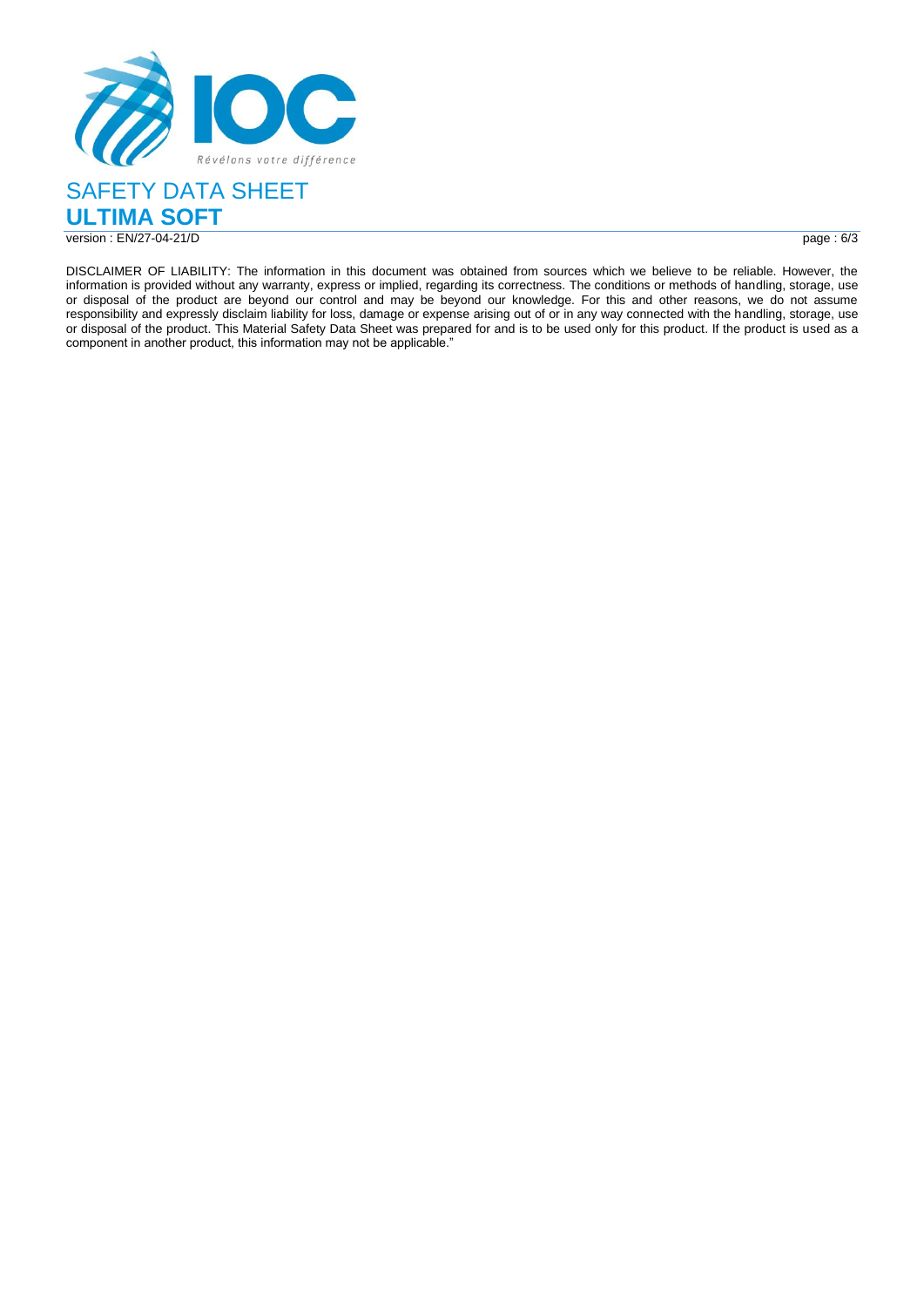DISCLAIMER OF LIABILITY: The information in this document was obtained from sources which we believe to be reliable. However, the information is provided without any warranty, express or implied, regarding its correctness. The conditions or methods of handling, storage, use or disposal of the product are beyond our control and may be beyond our knowledge. For this and other reasons, we do not assume responsibility and expressly disclaim liability for loss, damage or expense arising out of or in any way connected with the handling, storage, use or disposal of the product. This Material Safety Data Sheet was prepared for and is to be used only for this product. If the product is used as a component in another product, this information may not be applicable."